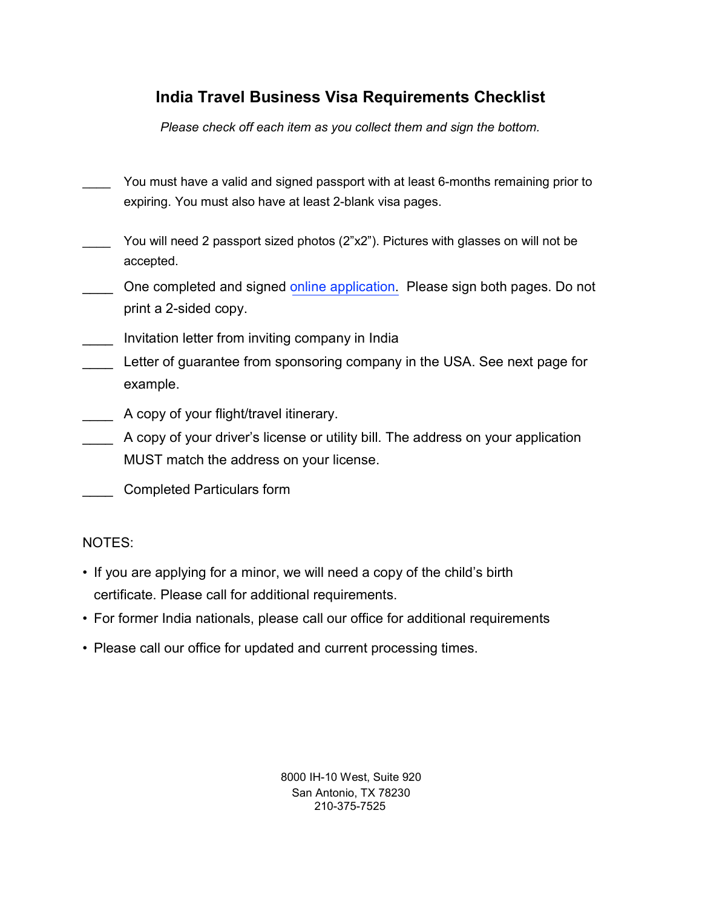# India Travel Business Visa Requirements Checklist

*Please check off each item as you collect them and sign the bottom.*

____ You must have a valid and signed passport with at least 6-months remaining prior to expiring. You must also have at least 2-blank visa pages.

____ You will need 2 passport sized photos (2"x2"). Pictures with glasses on will not be accepted.

____ One completed and signed online application. Please sign both pages. Do not print a 2-sided copy.

____ Invitation letter from inviting company in India

____ Letter of guarantee from sponsoring company in the USA. See next page for example.

____ A copy of your flight/travel itinerary.

____ A copy of your driver's license or utility bill. The address on your application MUST match the address on your license.

____ Completed Particulars form

NOTES:

- If you are applying for a minor, we will need a copy of the child's birth certificate. Please call for additional requirements.
- For former India nationals, please call our office for additional requirements
- Please call our office for updated and current processing times.

8000 IH-10 West, Suite 920
San Antonio, TX 78230
210-375-7525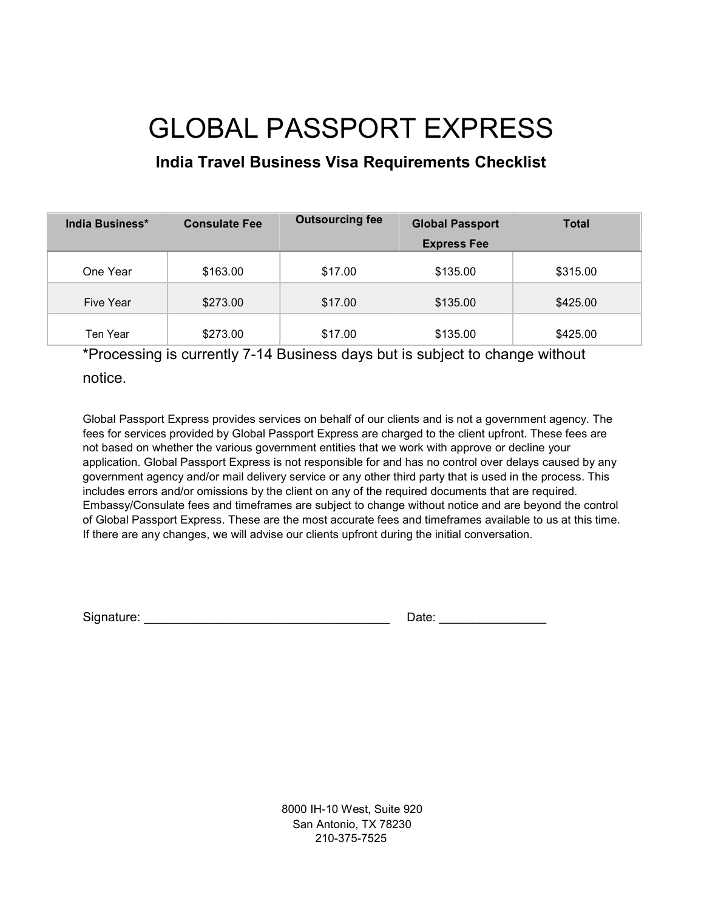# GLOBAL PASSPORT EXPRESS

## India Travel Business Visa Requirements Checklist

| India Business* | Consulate Fee | Outsourcing fee | Global Passport Express Fee | Total |
|---|---|---|---|---|
| One Year | $163.00 | $17.00 | $135.00 | $315.00 |
| Five Year | $273.00 | $17.00 | $135.00 | $425.00 |
| Ten Year | $273.00 | $17.00 | $135.00 | $425.00 |

*Processing is currently 7-14 Business days but is subject to change without notice.

Global Passport Express provides services on behalf of our clients and is not a government agency. The fees for services provided by Global Passport Express are charged to the client upfront. These fees are not based on whether the various government entities that we work with approve or decline your application. Global Passport Express is not responsible for and has no control over delays caused by any government agency and/or mail delivery service or any other third party that is used in the process. This includes errors and/or omissions by the client on any of the required documents that are required. Embassy/Consulate fees and timeframes are subject to change without notice and are beyond the control of Global Passport Express. These are the most accurate fees and timeframes available to us at this time. If there are any changes, we will advise our clients upfront during the initial conversation.

Signature: ___________________________________ Date: _______________

8000 IH-10 West, Suite 920
San Antonio, TX 78230
210-375-7525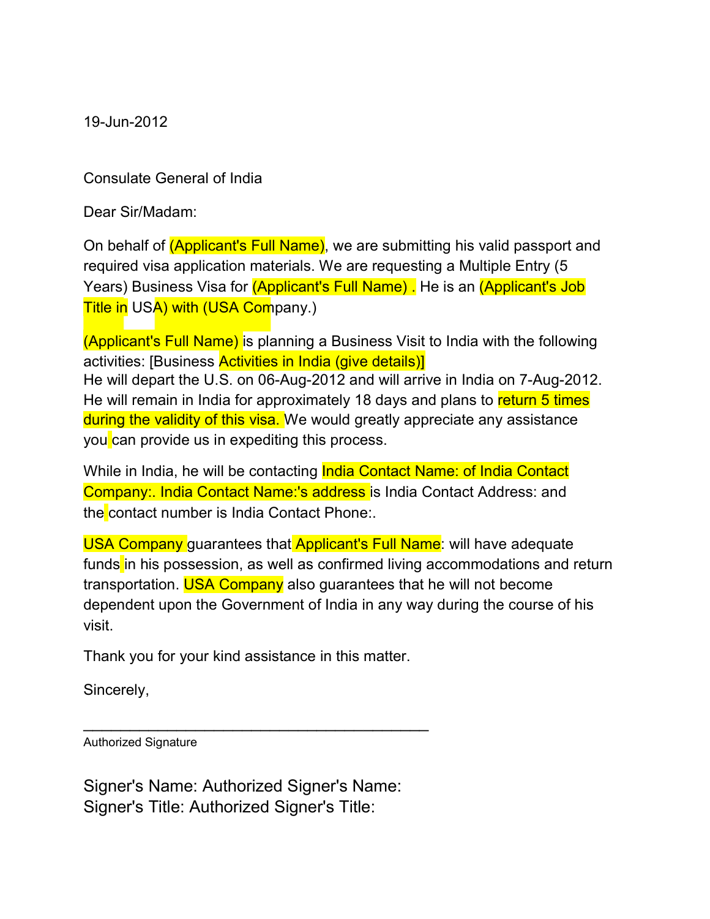19-Jun-2012

Consulate General of India

Dear Sir/Madam:

On behalf of (Applicant's Full Name), we are submitting his valid passport and required visa application materials. We are requesting a Multiple Entry (5 Years) Business Visa for (Applicant's Full Name) . He is an (Applicant's Job Title in USA) with (USA Company.)

(Applicant's Full Name) is planning a Business Visit to India with the following activities: [Business Activities in India (give details)]
He will depart the U.S. on 06-Aug-2012 and will arrive in India on 7-Aug-2012. He will remain in India for approximately 18 days and plans to return 5 times during the validity of this visa. We would greatly appreciate any assistance you can provide us in expediting this process.

While in India, he will be contacting India Contact Name: of India Contact Company:. India Contact Name:'s address is India Contact Address: and the contact number is India Contact Phone:.

USA Company guarantees that Applicant's Full Name: will have adequate funds in his possession, as well as confirmed living accommodations and return transportation. USA Company also guarantees that he will not become dependent upon the Government of India in any way during the course of his visit.

Thank you for your kind assistance in this matter.

Sincerely,

\_\_\_\_\_\_\_\_\_\_\_\_\_\_\_\_\_\_\_\_\_\_\_\_\_\_\_\_\_\_\_\_\_\_\_\_\_\_\_\_

Authorized Signature

Signer's Name: Authorized Signer's Name:
Signer's Title: Authorized Signer's Title: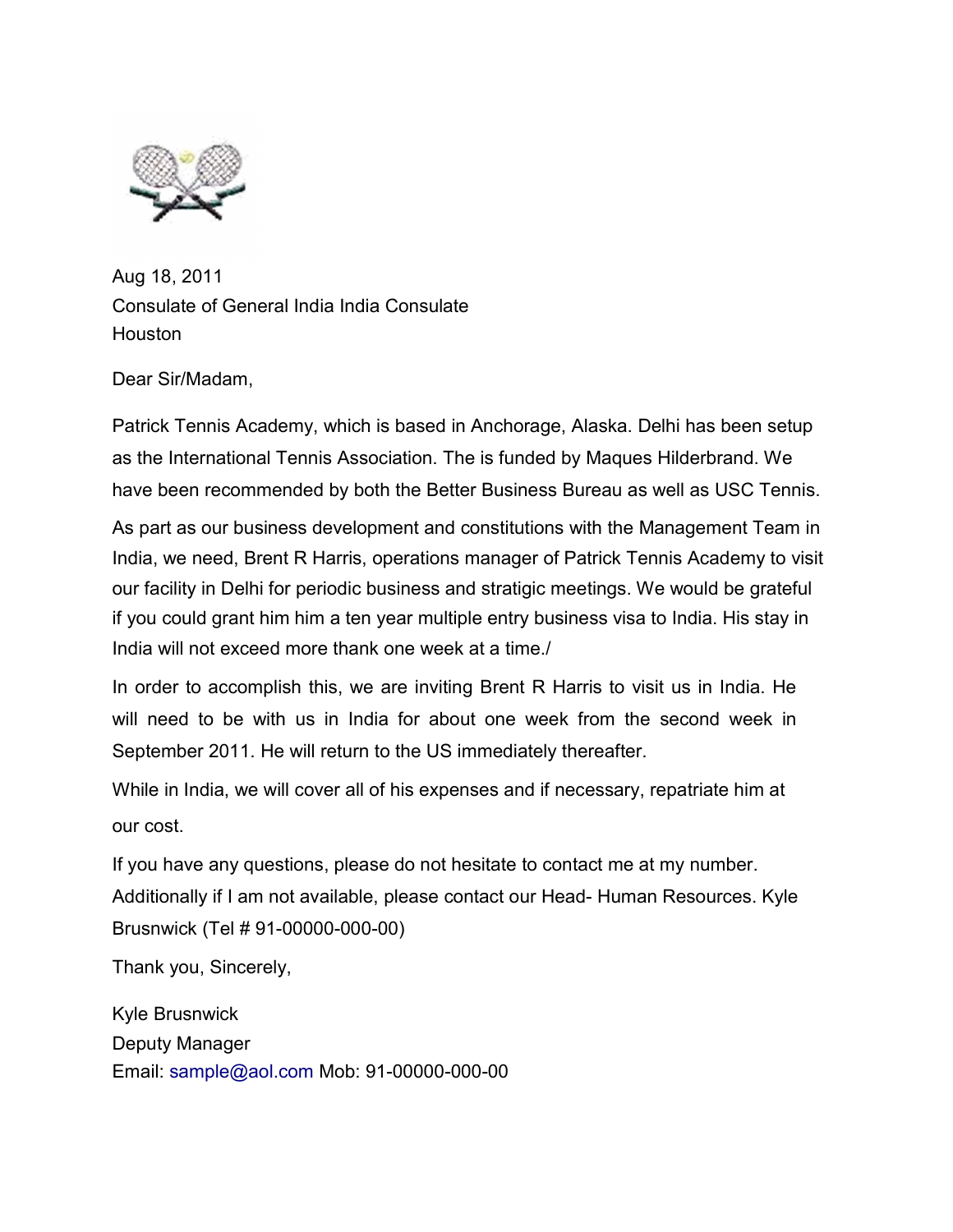Aug 18, 2011
Consulate of General India India Consulate
Houston

Dear Sir/Madam,

Patrick Tennis Academy, which is based in Anchorage, Alaska. Delhi has been setup as the International Tennis Association. The is funded by Maques Hilderbrand. We have been recommended by both the Better Business Bureau as well as USC Tennis.

As part as our business development and constitutions with the Management Team in India, we need, Brent R Harris, operations manager of Patrick Tennis Academy to visit our facility in Delhi for periodic business and stratigic meetings. We would be grateful if you could grant him him a ten year multiple entry business visa to India. His stay in India will not exceed more thank one week at a time./

In order to accomplish this, we are inviting Brent R Harris to visit us in India. He will need to be with us in India for about one week from the second week in September 2011. He will return to the US immediately thereafter.

While in India, we will cover all of his expenses and if necessary, repatriate him at our cost.

If you have any questions, please do not hesitate to contact me at my number. Additionally if I am not available, please contact our Head- Human Resources. Kyle Brusnwick (Tel # 91-00000-000-00)

Thank you, Sincerely,

Kyle Brusnwick
Deputy Manager
Email: sample@aol.com Mob: 91-00000-000-00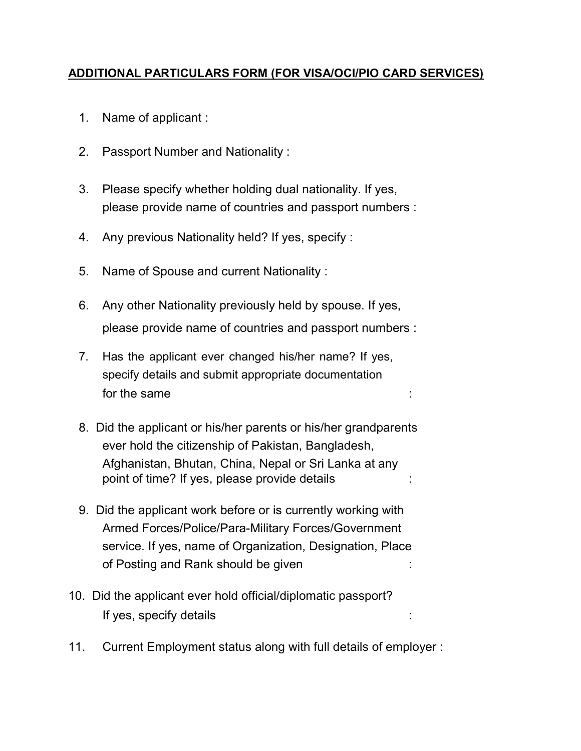**ADDITIONAL PARTICULARS FORM (FOR VISA/OCI/PIO CARD SERVICES)**

1. Name of applicant :

2. Passport Number and Nationality :

3. Please specify whether holding dual nationality. If yes, please provide name of countries and passport numbers :

4. Any previous Nationality held? If yes, specify :

5. Name of Spouse and current Nationality :

6. Any other Nationality previously held by spouse. If yes, please provide name of countries and passport numbers :

7. Has the applicant ever changed his/her name? If yes, specify details and submit appropriate documentation for the same :

8. Did the applicant or his/her parents or his/her grandparents ever hold the citizenship of Pakistan, Bangladesh, Afghanistan, Bhutan, China, Nepal or Sri Lanka at any point of time? If yes, please provide details :

9. Did the applicant work before or is currently working with Armed Forces/Police/Para-Military Forces/Government service. If yes, name of Organization, Designation, Place of Posting and Rank should be given :

10. Did the applicant ever hold official/diplomatic passport? If yes, specify details :

11. Current Employment status along with full details of employer :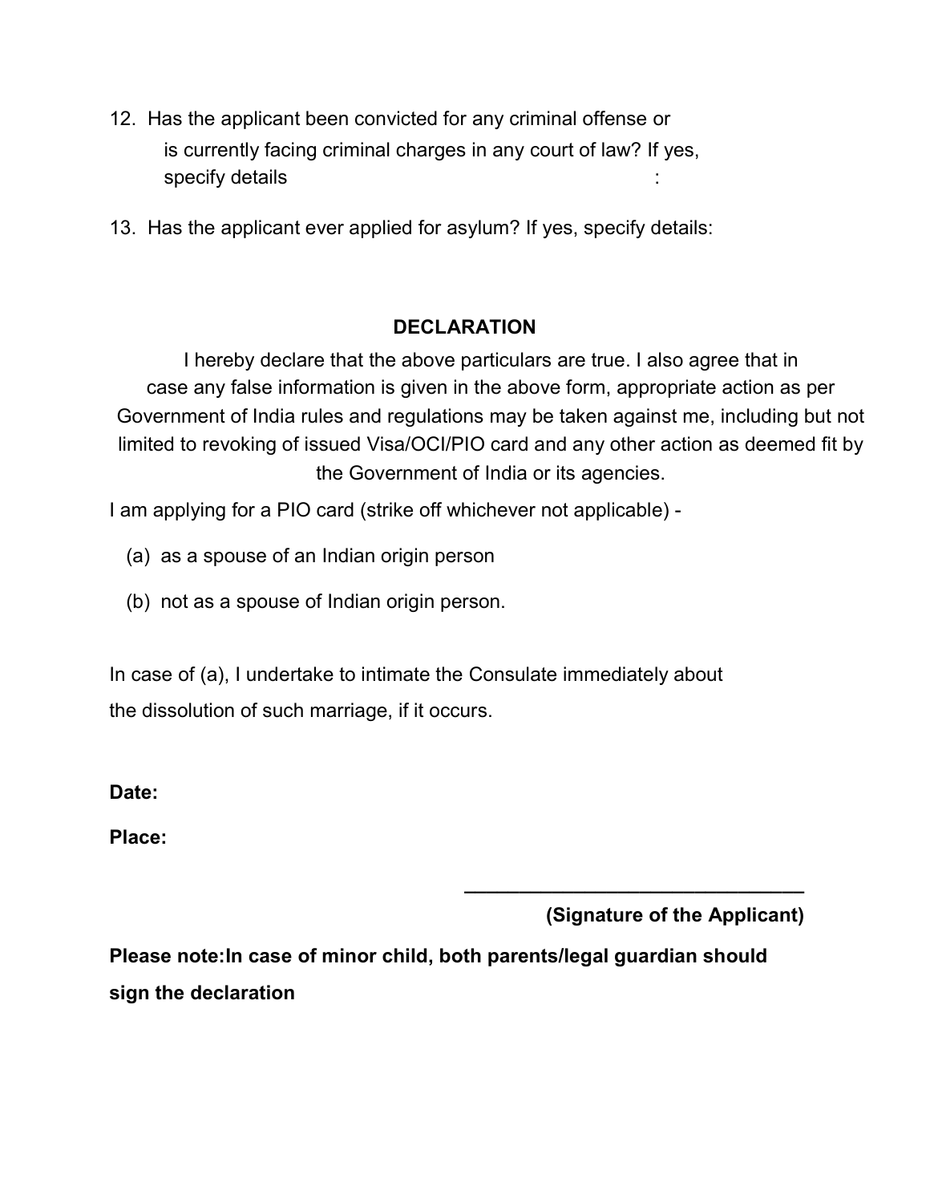12. Has the applicant been convicted for any criminal offense or is currently facing criminal charges in any court of law? If yes, specify details :

13. Has the applicant ever applied for asylum? If yes, specify details:

## DECLARATION

I hereby declare that the above particulars are true. I also agree that in case any false information is given in the above form, appropriate action as per Government of India rules and regulations may be taken against me, including but not limited to revoking of issued Visa/OCI/PIO card and any other action as deemed fit by the Government of India or its agencies.

I am applying for a PIO card (strike off whichever not applicable) -

(a) as a spouse of an Indian origin person

(b) not as a spouse of Indian origin person.

In case of (a), I undertake to intimate the Consulate immediately about the dissolution of such marriage, if it occurs.

**Date:**

**Place:**

\_\_\_\_\_\_\_\_\_\_\_\_\_\_\_\_\_\_\_\_\_\_\_\_\_\_\_\_\_\_\_\_

**(Signature of the Applicant)**

**Please note:In case of minor child, both parents/legal guardian should sign the declaration**